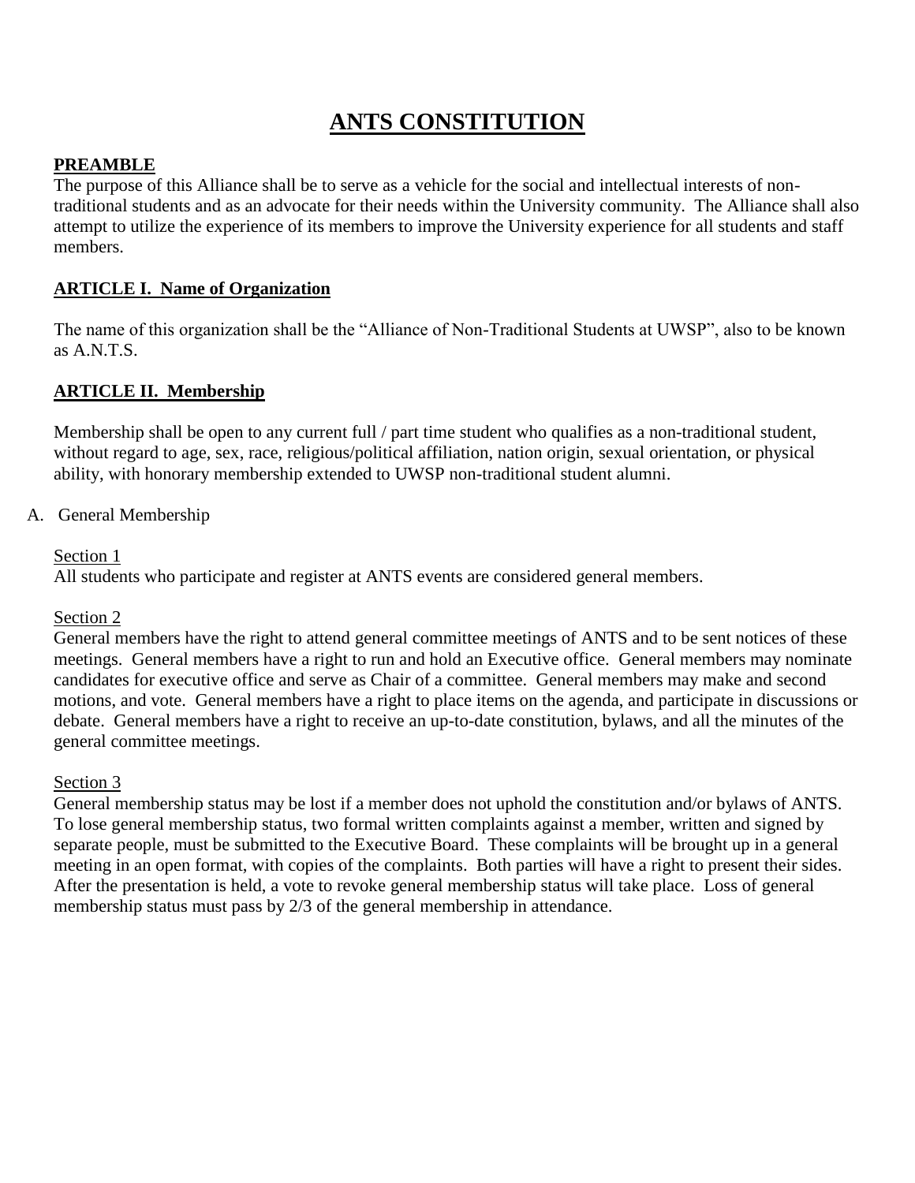# ANTS CONSTITUTION

## PREAMBLE

The purpose of this Alliance shall be to serve as a vehicle for the social and intellectual interests of non-traditional students and as an advocate for their needs within the University community. The Alliance shall also attempt to utilize the experience of its members to improve the University experience for all students and staff members.

## ARTICLE I. Name of Organization

The name of this organization shall be the "Alliance of Non-Traditional Students at UWSP", also to be known as A.N.T.S.

## ARTICLE II. Membership

Membership shall be open to any current full / part time student who qualifies as a non-traditional student, without regard to age, sex, race, religious/political affiliation, nation origin, sexual orientation, or physical ability, with honorary membership extended to UWSP non-traditional student alumni.

A. General Membership

Section 1

All students who participate and register at ANTS events are considered general members.

Section 2

General members have the right to attend general committee meetings of ANTS and to be sent notices of these meetings. General members have a right to run and hold an Executive office. General members may nominate candidates for executive office and serve as Chair of a committee. General members may make and second motions, and vote. General members have a right to place items on the agenda, and participate in discussions or debate. General members have a right to receive an up-to-date constitution, bylaws, and all the minutes of the general committee meetings.

Section 3

General membership status may be lost if a member does not uphold the constitution and/or bylaws of ANTS. To lose general membership status, two formal written complaints against a member, written and signed by separate people, must be submitted to the Executive Board. These complaints will be brought up in a general meeting in an open format, with copies of the complaints. Both parties will have a right to present their sides. After the presentation is held, a vote to revoke general membership status will take place. Loss of general membership status must pass by 2/3 of the general membership in attendance.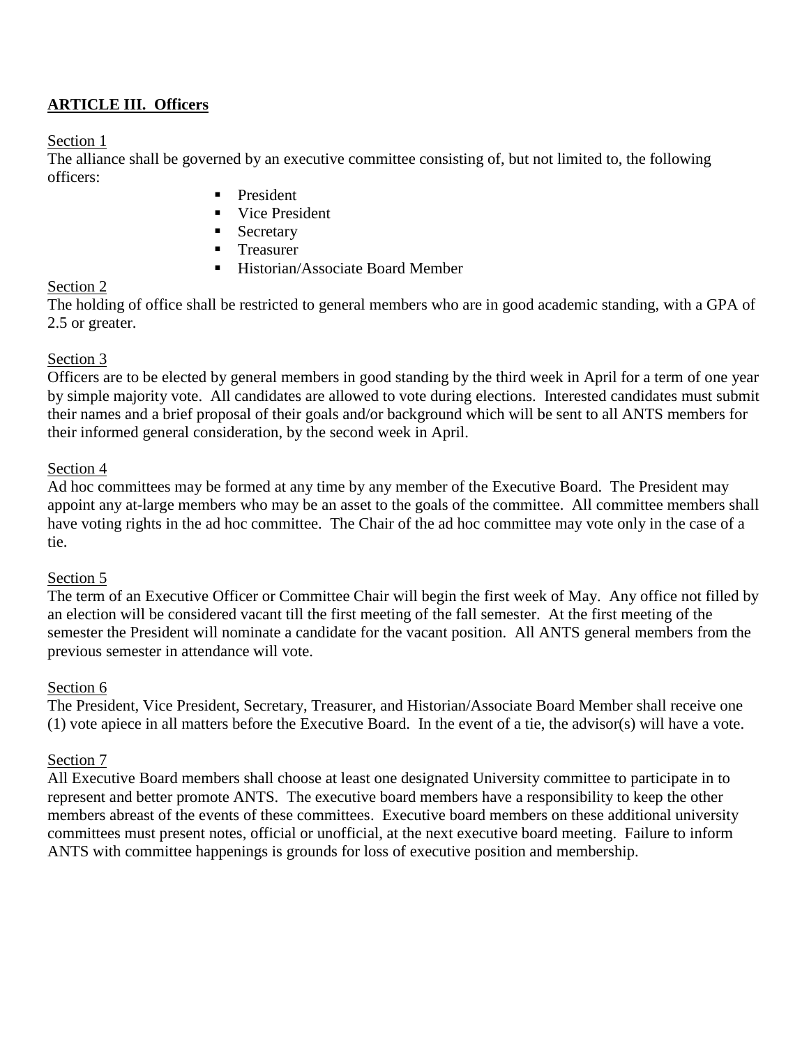## **ARTICLE III. Officers**

Section 1

The alliance shall be governed by an executive committee consisting of, but not limited to, the following officers:

- President
- Vice President
- Secretary
- Treasurer
- Historian/Associate Board Member

Section 2

The holding of office shall be restricted to general members who are in good academic standing, with a GPA of 2.5 or greater.

Section 3

Officers are to be elected by general members in good standing by the third week in April for a term of one year by simple majority vote. All candidates are allowed to vote during elections. Interested candidates must submit their names and a brief proposal of their goals and/or background which will be sent to all ANTS members for their informed general consideration, by the second week in April.

Section 4

Ad hoc committees may be formed at any time by any member of the Executive Board. The President may appoint any at-large members who may be an asset to the goals of the committee. All committee members shall have voting rights in the ad hoc committee. The Chair of the ad hoc committee may vote only in the case of a tie.

Section 5

The term of an Executive Officer or Committee Chair will begin the first week of May. Any office not filled by an election will be considered vacant till the first meeting of the fall semester. At the first meeting of the semester the President will nominate a candidate for the vacant position. All ANTS general members from the previous semester in attendance will vote.

Section 6

The President, Vice President, Secretary, Treasurer, and Historian/Associate Board Member shall receive one (1) vote apiece in all matters before the Executive Board. In the event of a tie, the advisor(s) will have a vote.

Section 7

All Executive Board members shall choose at least one designated University committee to participate in to represent and better promote ANTS. The executive board members have a responsibility to keep the other members abreast of the events of these committees. Executive board members on these additional university committees must present notes, official or unofficial, at the next executive board meeting. Failure to inform ANTS with committee happenings is grounds for loss of executive position and membership.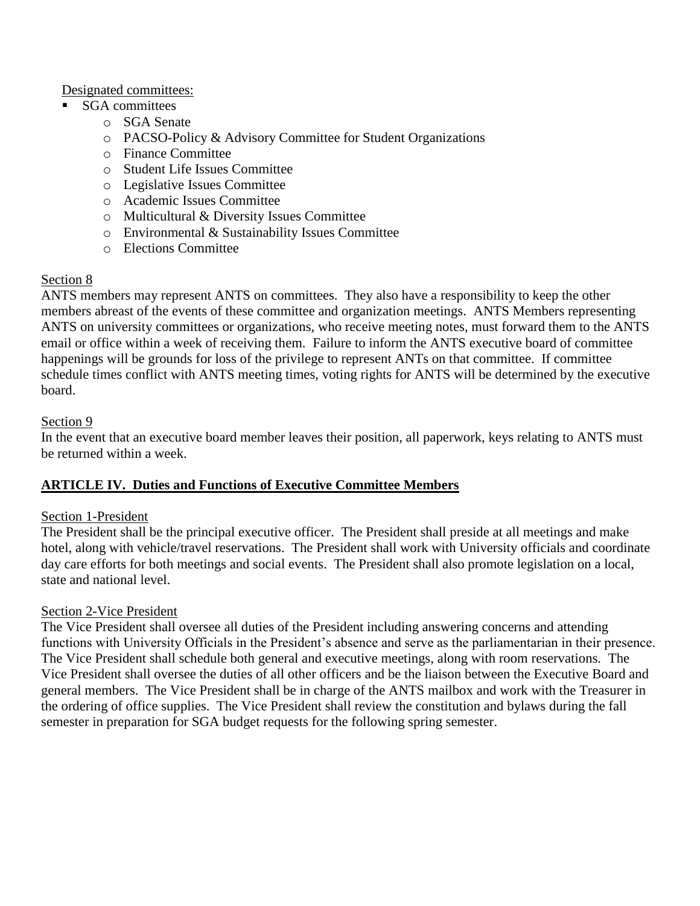Designated committees:

- SGA committees
  - SGA Senate
  - PACSO-Policy & Advisory Committee for Student Organizations
  - Finance Committee
  - Student Life Issues Committee
  - Legislative Issues Committee
  - Academic Issues Committee
  - Multicultural & Diversity Issues Committee
  - Environmental & Sustainability Issues Committee
  - Elections Committee

Section 8

ANTS members may represent ANTS on committees. They also have a responsibility to keep the other members abreast of the events of these committee and organization meetings. ANTS Members representing ANTS on university committees or organizations, who receive meeting notes, must forward them to the ANTS email or office within a week of receiving them. Failure to inform the ANTS executive board of committee happenings will be grounds for loss of the privilege to represent ANTs on that committee. If committee schedule times conflict with ANTS meeting times, voting rights for ANTS will be determined by the executive board.

Section 9

In the event that an executive board member leaves their position, all paperwork, keys relating to ANTS must be returned within a week.

## ARTICLE IV. Duties and Functions of Executive Committee Members

Section 1-President

The President shall be the principal executive officer. The President shall preside at all meetings and make hotel, along with vehicle/travel reservations. The President shall work with University officials and coordinate day care efforts for both meetings and social events. The President shall also promote legislation on a local, state and national level.

Section 2-Vice President

The Vice President shall oversee all duties of the President including answering concerns and attending functions with University Officials in the President's absence and serve as the parliamentarian in their presence. The Vice President shall schedule both general and executive meetings, along with room reservations. The Vice President shall oversee the duties of all other officers and be the liaison between the Executive Board and general members. The Vice President shall be in charge of the ANTS mailbox and work with the Treasurer in the ordering of office supplies. The Vice President shall review the constitution and bylaws during the fall semester in preparation for SGA budget requests for the following spring semester.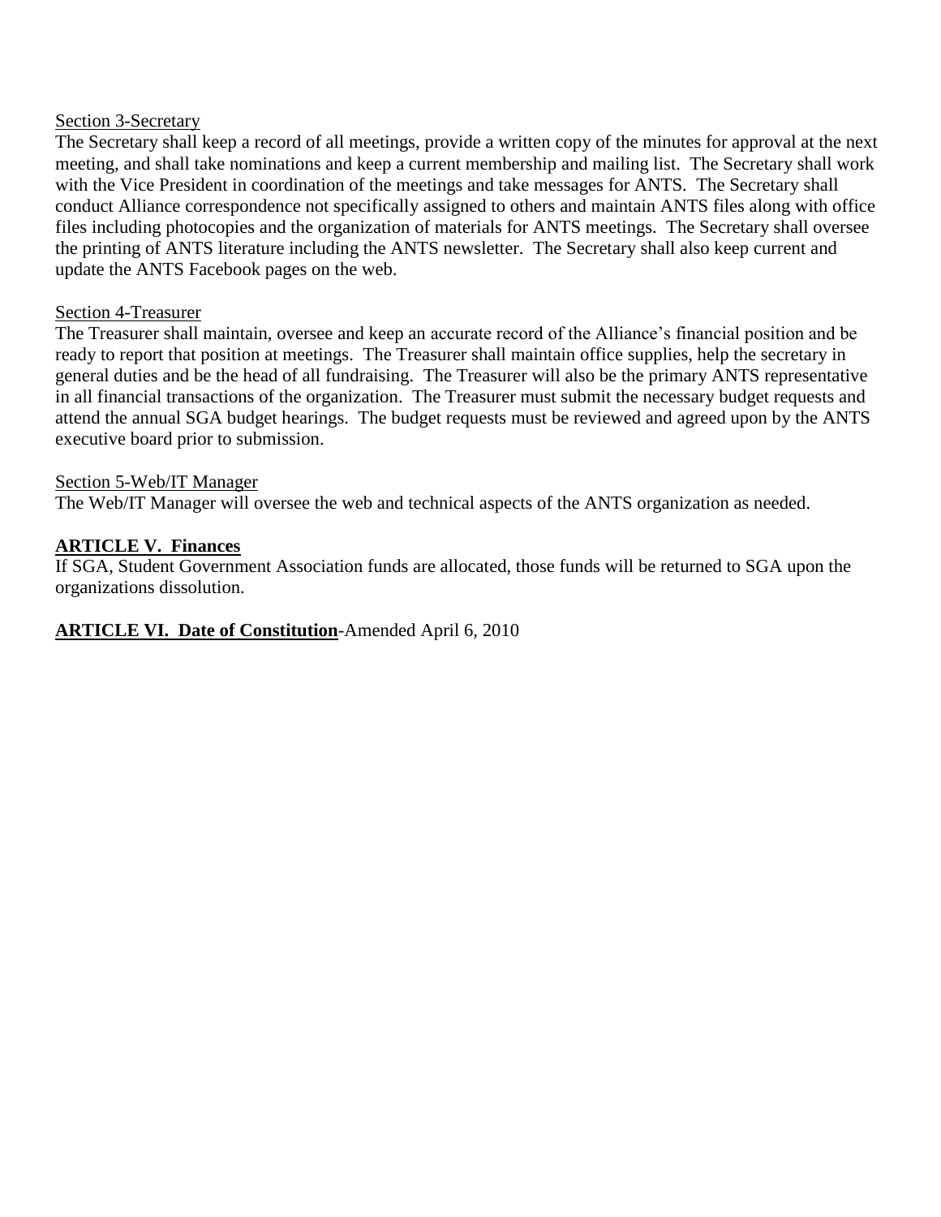Section 3-Secretary

The Secretary shall keep a record of all meetings, provide a written copy of the minutes for approval at the next meeting, and shall take nominations and keep a current membership and mailing list. The Secretary shall work with the Vice President in coordination of the meetings and take messages for ANTS. The Secretary shall conduct Alliance correspondence not specifically assigned to others and maintain ANTS files along with office files including photocopies and the organization of materials for ANTS meetings. The Secretary shall oversee the printing of ANTS literature including the ANTS newsletter. The Secretary shall also keep current and update the ANTS Facebook pages on the web.

Section 4-Treasurer

The Treasurer shall maintain, oversee and keep an accurate record of the Alliance's financial position and be ready to report that position at meetings. The Treasurer shall maintain office supplies, help the secretary in general duties and be the head of all fundraising. The Treasurer will also be the primary ANTS representative in all financial transactions of the organization. The Treasurer must submit the necessary budget requests and attend the annual SGA budget hearings. The budget requests must be reviewed and agreed upon by the ANTS executive board prior to submission.

Section 5-Web/IT Manager

The Web/IT Manager will oversee the web and technical aspects of the ANTS organization as needed.

**ARTICLE V. Finances**

If SGA, Student Government Association funds are allocated, those funds will be returned to SGA upon the organizations dissolution.

**ARTICLE VI. Date of Constitution**-Amended April 6, 2010